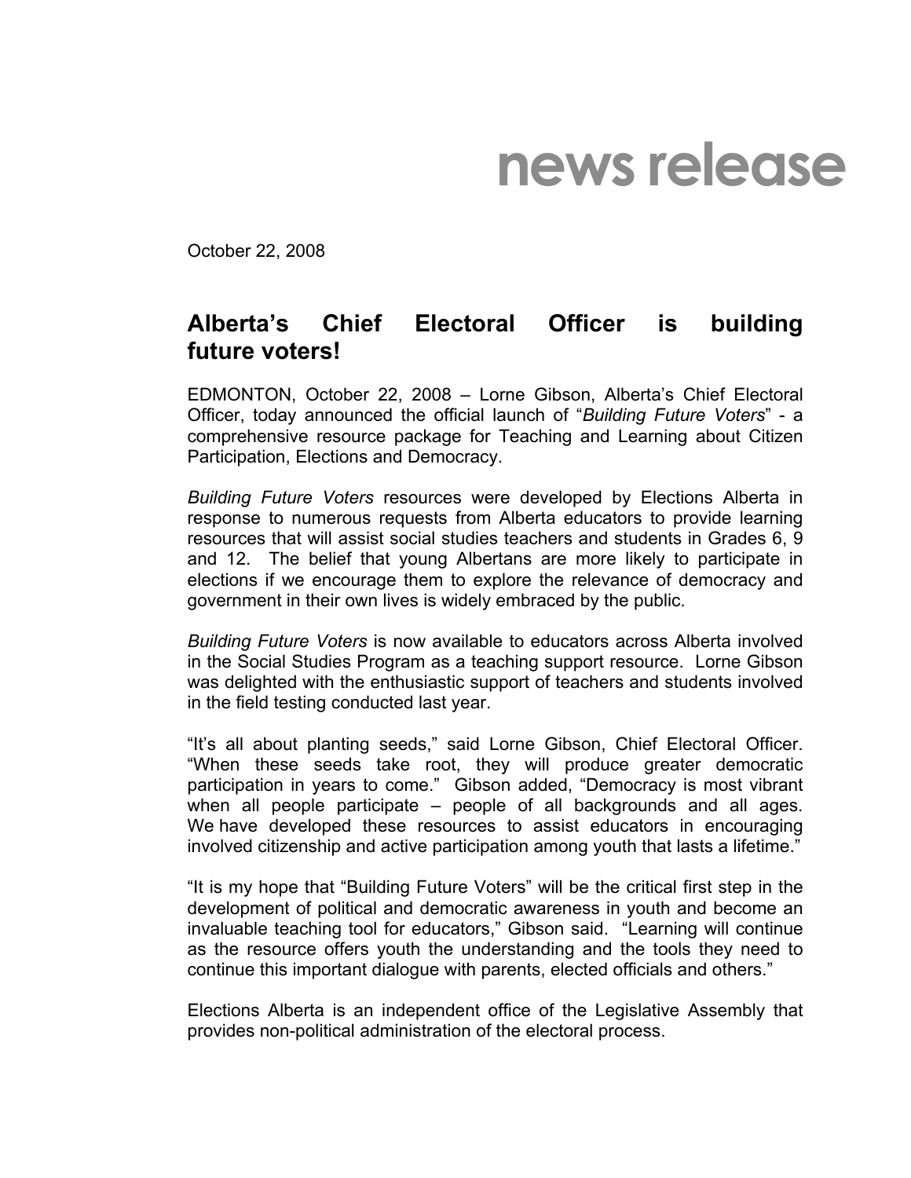# news release

October 22, 2008

## Alberta's Chief Electoral Officer is building future voters!

EDMONTON, October 22, 2008 – Lorne Gibson, Alberta's Chief Electoral Officer, today announced the official launch of "*Building Future Voters*" - a comprehensive resource package for Teaching and Learning about Citizen Participation, Elections and Democracy.

*Building Future Voters* resources were developed by Elections Alberta in response to numerous requests from Alberta educators to provide learning resources that will assist social studies teachers and students in Grades 6, 9 and 12. The belief that young Albertans are more likely to participate in elections if we encourage them to explore the relevance of democracy and government in their own lives is widely embraced by the public.

*Building Future Voters* is now available to educators across Alberta involved in the Social Studies Program as a teaching support resource. Lorne Gibson was delighted with the enthusiastic support of teachers and students involved in the field testing conducted last year.

"It's all about planting seeds," said Lorne Gibson, Chief Electoral Officer. "When these seeds take root, they will produce greater democratic participation in years to come." Gibson added, "Democracy is most vibrant when all people participate – people of all backgrounds and all ages. We have developed these resources to assist educators in encouraging involved citizenship and active participation among youth that lasts a lifetime."

"It is my hope that "Building Future Voters" will be the critical first step in the development of political and democratic awareness in youth and become an invaluable teaching tool for educators," Gibson said. "Learning will continue as the resource offers youth the understanding and the tools they need to continue this important dialogue with parents, elected officials and others."

Elections Alberta is an independent office of the Legislative Assembly that provides non-political administration of the electoral process.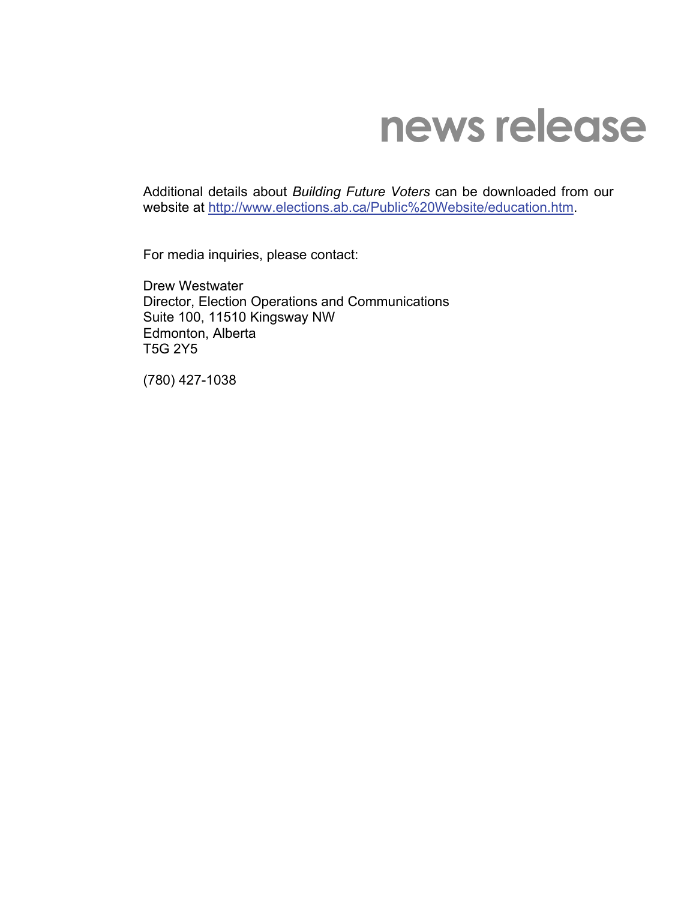# news release

Additional details about *Building Future Voters* can be downloaded from our website at http://www.elections.ab.ca/Public%20Website/education.htm.

For media inquiries, please contact:

Drew Westwater
Director, Election Operations and Communications
Suite 100, 11510 Kingsway NW
Edmonton, Alberta
T5G 2Y5

(780) 427-1038